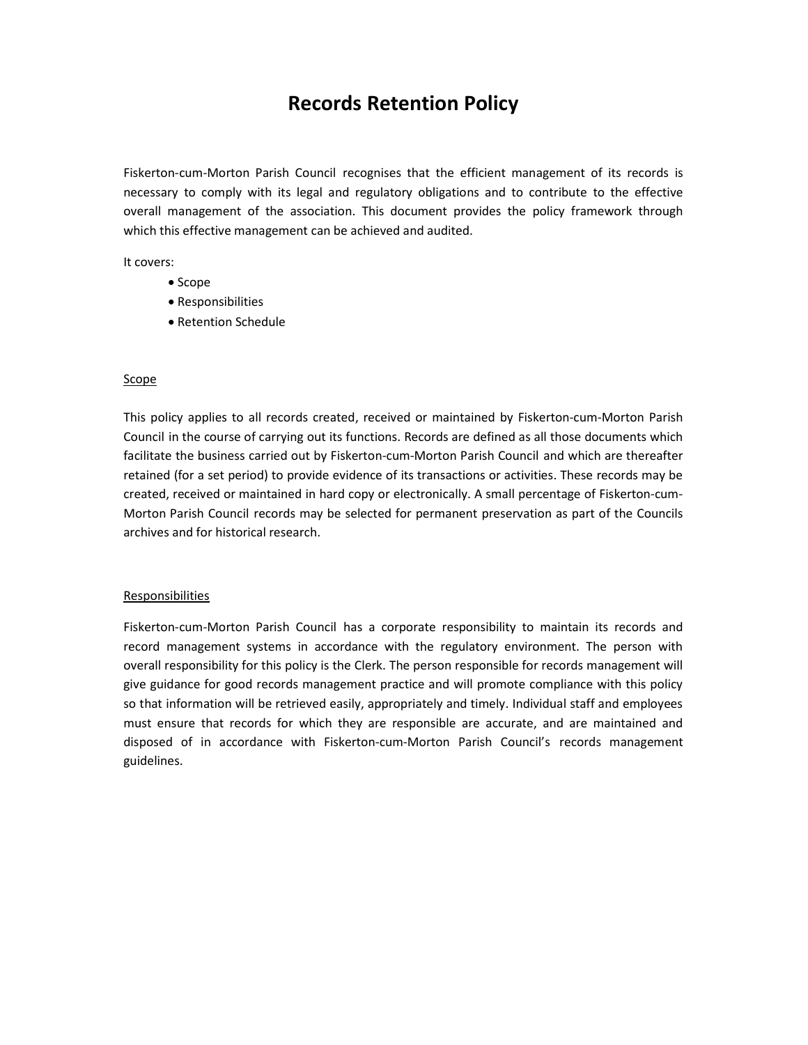# Records Retention Policy

Fiskerton-cum-Morton Parish Council recognises that the efficient management of its records is necessary to comply with its legal and regulatory obligations and to contribute to the effective overall management of the association. This document provides the policy framework through which this effective management can be achieved and audited.

It covers:

- Scope
- Responsibilities
- Retention Schedule

## Scope

This policy applies to all records created, received or maintained by Fiskerton-cum-Morton Parish Council in the course of carrying out its functions. Records are defined as all those documents which facilitate the business carried out by Fiskerton-cum-Morton Parish Council and which are thereafter retained (for a set period) to provide evidence of its transactions or activities. These records may be created, received or maintained in hard copy or electronically. A small percentage of Fiskerton-cum-Morton Parish Council records may be selected for permanent preservation as part of the Councils archives and for historical research.

## Responsibilities

Fiskerton-cum-Morton Parish Council has a corporate responsibility to maintain its records and record management systems in accordance with the regulatory environment. The person with overall responsibility for this policy is the Clerk. The person responsible for records management will give guidance for good records management practice and will promote compliance with this policy so that information will be retrieved easily, appropriately and timely. Individual staff and employees must ensure that records for which they are responsible are accurate, and are maintained and disposed of in accordance with Fiskerton-cum-Morton Parish Council's records management guidelines.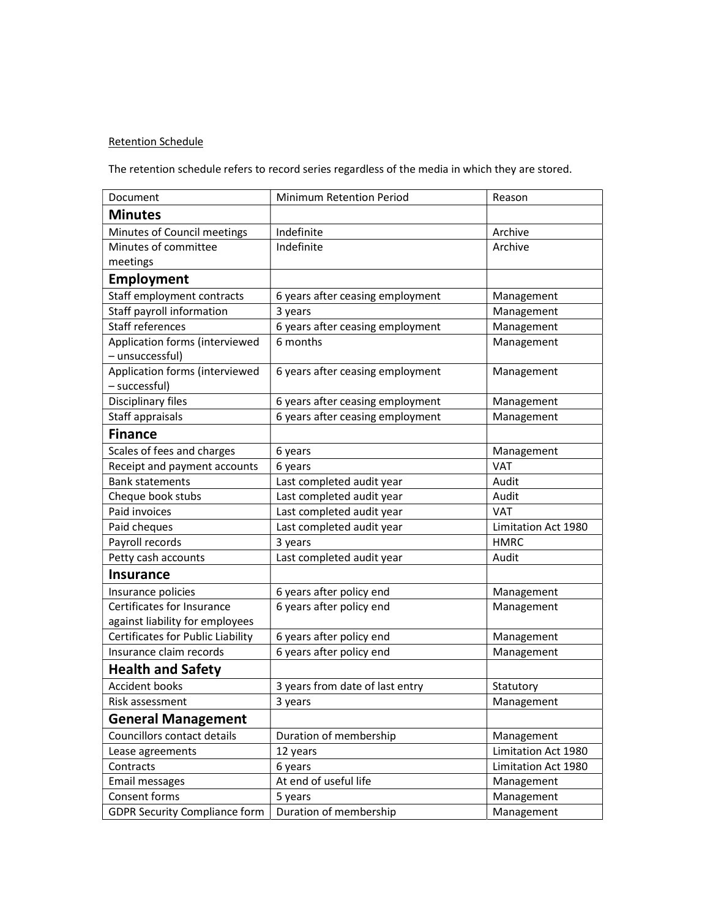Retention Schedule

The retention schedule refers to record series regardless of the media in which they are stored.

| Document | Minimum Retention Period | Reason |
|---|---|---|
| **Minutes** | | |
| Minutes of Council meetings | Indefinite | Archive |
| Minutes of committee meetings | Indefinite | Archive |
| **Employment** | | |
| Staff employment contracts | 6 years after ceasing employment | Management |
| Staff payroll information | 3 years | Management |
| Staff references | 6 years after ceasing employment | Management |
| Application forms (interviewed – unsuccessful) | 6 months | Management |
| Application forms (interviewed – successful) | 6 years after ceasing employment | Management |
| Disciplinary files | 6 years after ceasing employment | Management |
| Staff appraisals | 6 years after ceasing employment | Management |
| **Finance** | | |
| Scales of fees and charges | 6 years | Management |
| Receipt and payment accounts | 6 years | VAT |
| Bank statements | Last completed audit year | Audit |
| Cheque book stubs | Last completed audit year | Audit |
| Paid invoices | Last completed audit year | VAT |
| Paid cheques | Last completed audit year | Limitation Act 1980 |
| Payroll records | 3 years | HMRC |
| Petty cash accounts | Last completed audit year | Audit |
| **Insurance** | | |
| Insurance policies | 6 years after policy end | Management |
| Certificates for Insurance against liability for employees | 6 years after policy end | Management |
| Certificates for Public Liability | 6 years after policy end | Management |
| Insurance claim records | 6 years after policy end | Management |
| **Health and Safety** | | |
| Accident books | 3 years from date of last entry | Statutory |
| Risk assessment | 3 years | Management |
| **General Management** | | |
| Councillors contact details | Duration of membership | Management |
| Lease agreements | 12 years | Limitation Act 1980 |
| Contracts | 6 years | Limitation Act 1980 |
| Email messages | At end of useful life | Management |
| Consent forms | 5 years | Management |
| GDPR Security Compliance form | Duration of membership | Management |